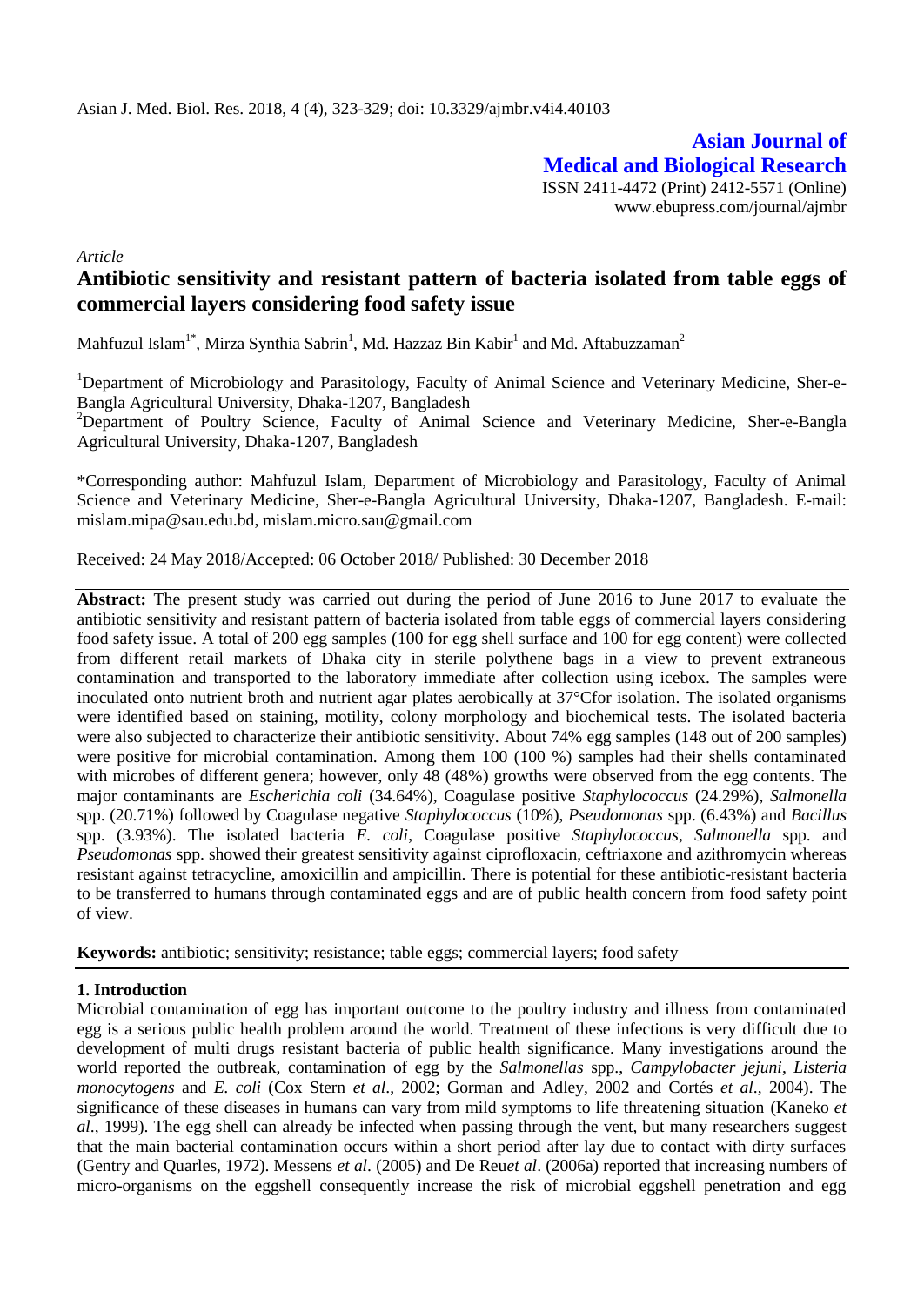Asian J. Med. Biol. Res. 2018, 4 (4), 323-329; doi: 10.3329/ajmbr.v4i4.40103

**Asian Journal of Medical and Biological Research**

ISSN 2411-4472 (Print) 2412-5571 (Online)
www.ebupress.com/journal/ajmbr

*Article*

# Antibiotic sensitivity and resistant pattern of bacteria isolated from table eggs of commercial layers considering food safety issue

Mahfuzul Islam[1*], Mirza Synthia Sabrin[1], Md. Hazzaz Bin Kabir[1] and Md. Aftabuzzaman[2]

[1]Department of Microbiology and Parasitology, Faculty of Animal Science and Veterinary Medicine, Sher-e-Bangla Agricultural University, Dhaka-1207, Bangladesh

[2]Department of Poultry Science, Faculty of Animal Science and Veterinary Medicine, Sher-e-Bangla Agricultural University, Dhaka-1207, Bangladesh

*Corresponding author: Mahfuzul Islam, Department of Microbiology and Parasitology, Faculty of Animal Science and Veterinary Medicine, Sher-e-Bangla Agricultural University, Dhaka-1207, Bangladesh. E-mail: mislam.mipa@sau.edu.bd, mislam.micro.sau@gmail.com

Received: 24 May 2018/Accepted: 06 October 2018/ Published: 30 December 2018

**Abstract:** The present study was carried out during the period of June 2016 to June 2017 to evaluate the antibiotic sensitivity and resistant pattern of bacteria isolated from table eggs of commercial layers considering food safety issue. A total of 200 egg samples (100 for egg shell surface and 100 for egg content) were collected from different retail markets of Dhaka city in sterile polythene bags in a view to prevent extraneous contamination and transported to the laboratory immediate after collection using icebox. The samples were inoculated onto nutrient broth and nutrient agar plates aerobically at 37°Cfor isolation. The isolated organisms were identified based on staining, motility, colony morphology and biochemical tests. The isolated bacteria were also subjected to characterize their antibiotic sensitivity. About 74% egg samples (148 out of 200 samples) were positive for microbial contamination. Among them 100 (100 %) samples had their shells contaminated with microbes of different genera; however, only 48 (48%) growths were observed from the egg contents. The major contaminants are *Escherichia coli* (34.64%), Coagulase positive *Staphylococcus* (24.29%), *Salmonella* spp. (20.71%) followed by Coagulase negative *Staphylococcus* (10%), *Pseudomonas* spp. (6.43%) and *Bacillus* spp. (3.93%). The isolated bacteria *E. coli*, Coagulase positive *Staphylococcus*, *Salmonella* spp. and *Pseudomonas* spp. showed their greatest sensitivity against ciprofloxacin, ceftriaxone and azithromycin whereas resistant against tetracycline, amoxicillin and ampicillin. There is potential for these antibiotic-resistant bacteria to be transferred to humans through contaminated eggs and are of public health concern from food safety point of view.

**Keywords:** antibiotic; sensitivity; resistance; table eggs; commercial layers; food safety

## 1. Introduction

Microbial contamination of egg has important outcome to the poultry industry and illness from contaminated egg is a serious public health problem around the world. Treatment of these infections is very difficult due to development of multi drugs resistant bacteria of public health significance. Many investigations around the world reported the outbreak, contamination of egg by the *Salmonellas* spp., *Campylobacter jejuni*, *Listeria monocytogens* and *E. coli* (Cox Stern *et al*., 2002; Gorman and Adley, 2002 and Cortés *et al*., 2004). The significance of these diseases in humans can vary from mild symptoms to life threatening situation (Kaneko *et al*., 1999). The egg shell can already be infected when passing through the vent, but many researchers suggest that the main bacterial contamination occurs within a short period after lay due to contact with dirty surfaces (Gentry and Quarles, 1972). Messens *et al*. (2005) and De Reu*et al*. (2006a) reported that increasing numbers of micro-organisms on the eggshell consequently increase the risk of microbial eggshell penetration and egg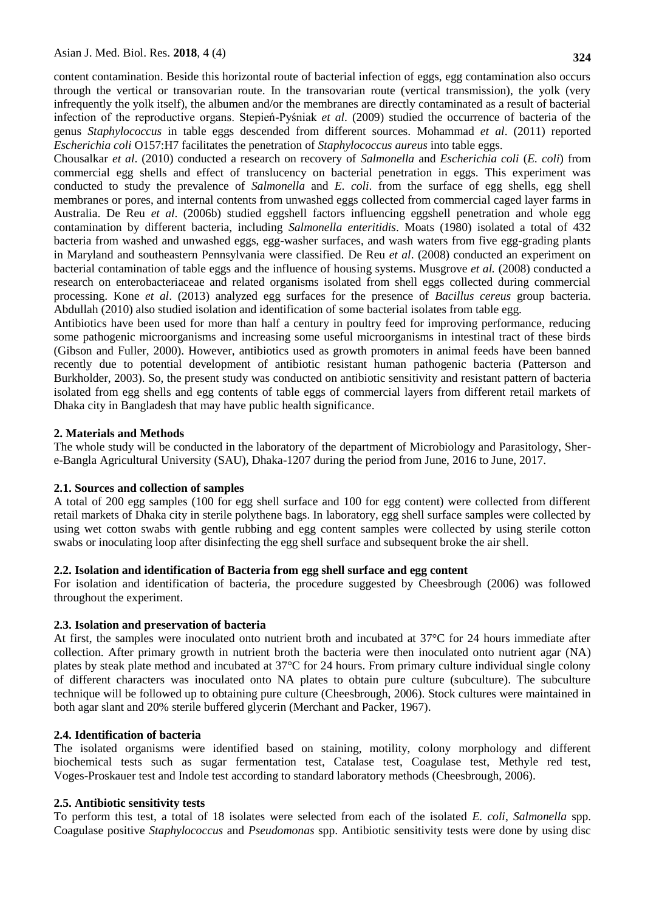content contamination. Beside this horizontal route of bacterial infection of eggs, egg contamination also occurs through the vertical or transovarian route. In the transovarian route (vertical transmission), the yolk (very infrequently the yolk itself), the albumen and/or the membranes are directly contaminated as a result of bacterial infection of the reproductive organs. Stepień-Pyśniak *et al*. (2009) studied the occurrence of bacteria of the genus *Staphylococcus* in table eggs descended from different sources. Mohammad *et al*. (2011) reported *Escherichia coli* O157:H7 facilitates the penetration of *Staphylococcus aureus* into table eggs.

Chousalkar *et al*. (2010) conducted a research on recovery of *Salmonella* and *Escherichia coli* (*E. coli*) from commercial egg shells and effect of translucency on bacterial penetration in eggs. This experiment was conducted to study the prevalence of *Salmonella* and *E. coli*. from the surface of egg shells, egg shell membranes or pores, and internal contents from unwashed eggs collected from commercial caged layer farms in Australia. De Reu *et al*. (2006b) studied eggshell factors influencing eggshell penetration and whole egg contamination by different bacteria, including *Salmonella enteritidis*. Moats (1980) isolated a total of 432 bacteria from washed and unwashed eggs, egg-washer surfaces, and wash waters from five egg-grading plants in Maryland and southeastern Pennsylvania were classified. De Reu *et al*. (2008) conducted an experiment on bacterial contamination of table eggs and the influence of housing systems. Musgrove *et al.* (2008) conducted a research on enterobacteriaceae and related organisms isolated from shell eggs collected during commercial processing. Kone *et al*. (2013) analyzed egg surfaces for the presence of *Bacillus cereus* group bacteria. Abdullah (2010) also studied isolation and identification of some bacterial isolates from table egg.

Antibiotics have been used for more than half a century in poultry feed for improving performance, reducing some pathogenic microorganisms and increasing some useful microorganisms in intestinal tract of these birds (Gibson and Fuller, 2000). However, antibiotics used as growth promoters in animal feeds have been banned recently due to potential development of antibiotic resistant human pathogenic bacteria (Patterson and Burkholder, 2003). So, the present study was conducted on antibiotic sensitivity and resistant pattern of bacteria isolated from egg shells and egg contents of table eggs of commercial layers from different retail markets of Dhaka city in Bangladesh that may have public health significance.

## 2. Materials and Methods

The whole study will be conducted in the laboratory of the department of Microbiology and Parasitology, Sher-e-Bangla Agricultural University (SAU), Dhaka-1207 during the period from June, 2016 to June, 2017.

### 2.1. Sources and collection of samples

A total of 200 egg samples (100 for egg shell surface and 100 for egg content) were collected from different retail markets of Dhaka city in sterile polythene bags. In laboratory, egg shell surface samples were collected by using wet cotton swabs with gentle rubbing and egg content samples were collected by using sterile cotton swabs or inoculating loop after disinfecting the egg shell surface and subsequent broke the air shell.

### 2.2. Isolation and identification of Bacteria from egg shell surface and egg content

For isolation and identification of bacteria, the procedure suggested by Cheesbrough (2006) was followed throughout the experiment.

### 2.3. Isolation and preservation of bacteria

At first, the samples were inoculated onto nutrient broth and incubated at 37°C for 24 hours immediate after collection. After primary growth in nutrient broth the bacteria were then inoculated onto nutrient agar (NA) plates by steak plate method and incubated at 37°C for 24 hours. From primary culture individual single colony of different characters was inoculated onto NA plates to obtain pure culture (subculture). The subculture technique will be followed up to obtaining pure culture (Cheesbrough, 2006). Stock cultures were maintained in both agar slant and 20% sterile buffered glycerin (Merchant and Packer, 1967).

### 2.4. Identification of bacteria

The isolated organisms were identified based on staining, motility, colony morphology and different biochemical tests such as sugar fermentation test, Catalase test, Coagulase test, Methyle red test, Voges-Proskauer test and Indole test according to standard laboratory methods (Cheesbrough, 2006).

### 2.5. Antibiotic sensitivity tests

To perform this test, a total of 18 isolates were selected from each of the isolated *E. coli*, *Salmonella* spp. Coagulase positive *Staphylococcus* and *Pseudomonas* spp. Antibiotic sensitivity tests were done by using disc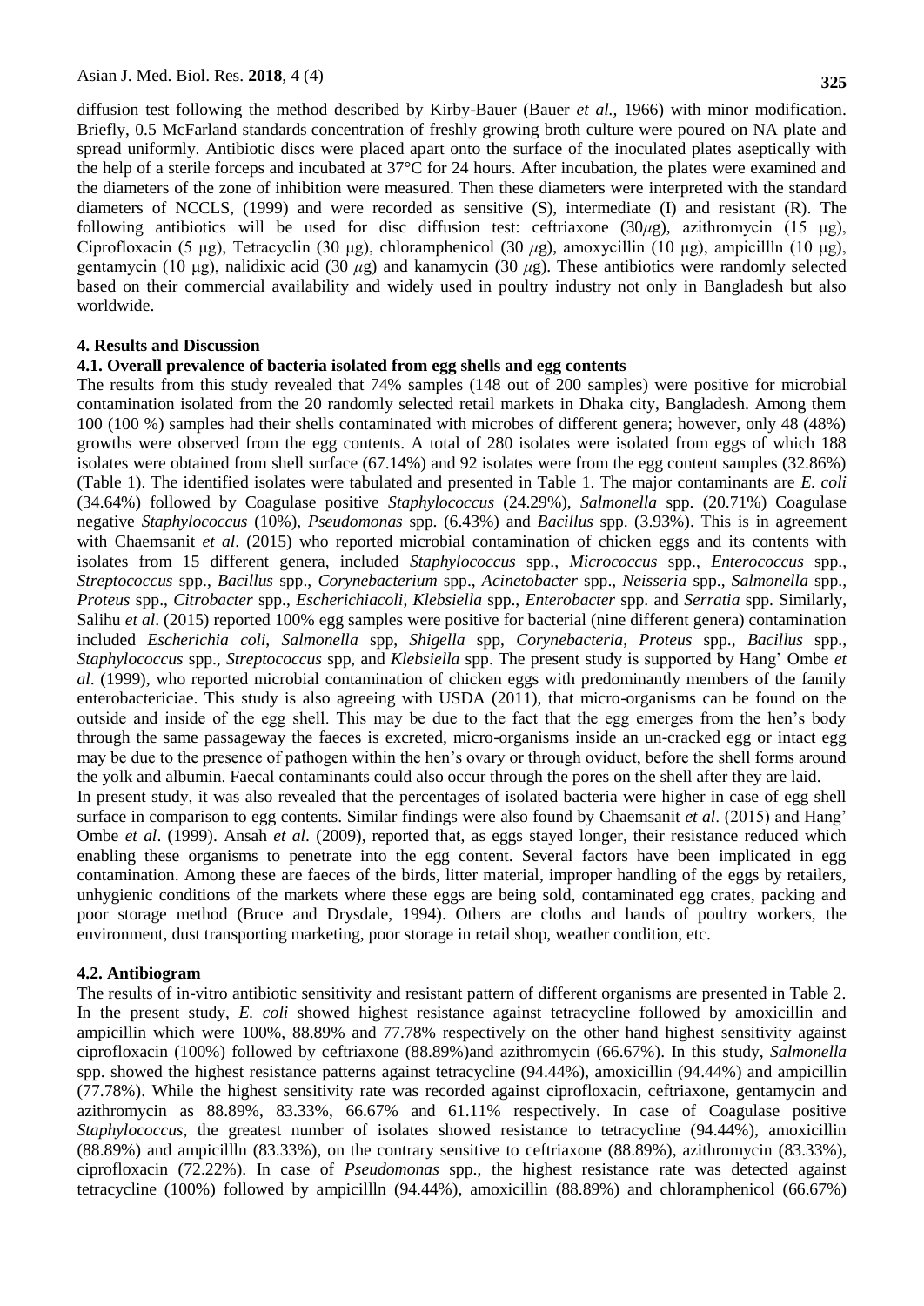diffusion test following the method described by Kirby-Bauer (Bauer *et al.*, 1966) with minor modification. Briefly, 0.5 McFarland standards concentration of freshly growing broth culture were poured on NA plate and spread uniformly. Antibiotic discs were placed apart onto the surface of the inoculated plates aseptically with the help of a sterile forceps and incubated at 37°C for 24 hours. After incubation, the plates were examined and the diameters of the zone of inhibition were measured. Then these diameters were interpreted with the standard diameters of NCCLS, (1999) and were recorded as sensitive (S), intermediate (I) and resistant (R). The following antibiotics will be used for disc diffusion test: ceftriaxone (30$\mu$g), azithromycin (15 µg), Ciprofloxacin (5 µg), Tetracyclin (30 µg), chloramphenicol (30 $\mu$g), amoxycillin (10 µg), ampicillln (10 µg), gentamycin (10 µg), nalidixic acid (30 $\mu$g) and kanamycin (30 $\mu$g). These antibiotics were randomly selected based on their commercial availability and widely used in poultry industry not only in Bangladesh but also worldwide.

## 4. Results and Discussion

### 4.1. Overall prevalence of bacteria isolated from egg shells and egg contents

The results from this study revealed that 74% samples (148 out of 200 samples) were positive for microbial contamination isolated from the 20 randomly selected retail markets in Dhaka city, Bangladesh. Among them 100 (100 %) samples had their shells contaminated with microbes of different genera; however, only 48 (48%) growths were observed from the egg contents. A total of 280 isolates were isolated from eggs of which 188 isolates were obtained from shell surface (67.14%) and 92 isolates were from the egg content samples (32.86%) (Table 1). The identified isolates were tabulated and presented in Table 1. The major contaminants are *E. coli* (34.64%) followed by Coagulase positive *Staphylococcus* (24.29%), *Salmonella* spp. (20.71%) Coagulase negative *Staphylococcus* (10%), *Pseudomonas* spp. (6.43%) and *Bacillus* spp. (3.93%). This is in agreement with Chaemsanit *et al*. (2015) who reported microbial contamination of chicken eggs and its contents with isolates from 15 different genera, included *Staphylococcus* spp., *Micrococcus* spp., *Enterococcus* spp., *Streptococcus* spp., *Bacillus* spp., *Corynebacterium* spp., *Acinetobacter* spp., *Neisseria* spp., *Salmonella* spp., *Proteus* spp., *Citrobacter* spp., *Escherichiacoli*, *Klebsiella* spp., *Enterobacter* spp. and *Serratia* spp. Similarly, Salihu *et al*. (2015) reported 100% egg samples were positive for bacterial (nine different genera) contamination included *Escherichia coli*, *Salmonella* spp, *Shigella* spp, *Corynebacteria*, *Proteus* spp., *Bacillus* spp., *Staphylococcus* spp., *Streptococcus* spp, and *Klebsiella* spp. The present study is supported by Hang' Ombe *et al*. (1999), who reported microbial contamination of chicken eggs with predominantly members of the family enterobactericiae. This study is also agreeing with USDA (2011), that micro-organisms can be found on the outside and inside of the egg shell. This may be due to the fact that the egg emerges from the hen's body through the same passageway the faeces is excreted, micro-organisms inside an un-cracked egg or intact egg may be due to the presence of pathogen within the hen's ovary or through oviduct, before the shell forms around the yolk and albumin. Faecal contaminants could also occur through the pores on the shell after they are laid.

In present study, it was also revealed that the percentages of isolated bacteria were higher in case of egg shell surface in comparison to egg contents. Similar findings were also found by Chaemsanit *et al*. (2015) and Hang' Ombe *et al*. (1999). Ansah *et al*. (2009), reported that, as eggs stayed longer, their resistance reduced which enabling these organisms to penetrate into the egg content. Several factors have been implicated in egg contamination. Among these are faeces of the birds, litter material, improper handling of the eggs by retailers, unhygienic conditions of the markets where these eggs are being sold, contaminated egg crates, packing and poor storage method (Bruce and Drysdale, 1994). Others are cloths and hands of poultry workers, the environment, dust transporting marketing, poor storage in retail shop, weather condition, etc.

### 4.2. Antibiogram

The results of in-vitro antibiotic sensitivity and resistant pattern of different organisms are presented in Table 2. In the present study, *E. coli* showed highest resistance against tetracycline followed by amoxicillin and ampicillin which were 100%, 88.89% and 77.78% respectively on the other hand highest sensitivity against ciprofloxacin (100%) followed by ceftriaxone (88.89%)and azithromycin (66.67%). In this study, *Salmonella* spp. showed the highest resistance patterns against tetracycline (94.44%), amoxicillin (94.44%) and ampicillin (77.78%). While the highest sensitivity rate was recorded against ciprofloxacin, ceftriaxone, gentamycin and azithromycin as 88.89%, 83.33%, 66.67% and 61.11% respectively. In case of Coagulase positive *Staphylococcus*, the greatest number of isolates showed resistance to tetracycline (94.44%), amoxicillin (88.89%) and ampicillln (83.33%), on the contrary sensitive to ceftriaxone (88.89%), azithromycin (83.33%), ciprofloxacin (72.22%). In case of *Pseudomonas* spp., the highest resistance rate was detected against tetracycline (100%) followed by ampicillln (94.44%), amoxicillin (88.89%) and chloramphenicol (66.67%)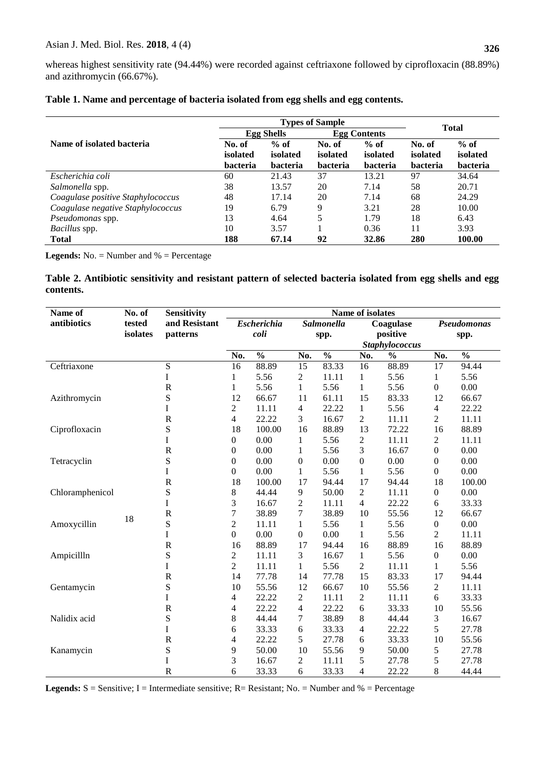whereas highest sensitivity rate (94.44%) were recorded against ceftriaxone followed by ciprofloxacin (88.89%) and azithromycin (66.67%).

**Table 1. Name and percentage of bacteria isolated from egg shells and egg contents.**

| Name of isolated bacteria | Types of Sample | | | | Total | |
|---|---|---|---|---|---|---|
| | Egg Shells | | Egg Contents | | | |
| | No. of isolated bacteria | % of isolated bacteria | No. of isolated bacteria | % of isolated bacteria | No. of isolated bacteria | % of isolated bacteria |
| *Escherichia coli* | 60 | 21.43 | 37 | 13.21 | 97 | 34.64 |
| *Salmonella* spp. | 38 | 13.57 | 20 | 7.14 | 58 | 20.71 |
| *Coagulase positive Staphylococcus* | 48 | 17.14 | 20 | 7.14 | 68 | 24.29 |
| *Coagulase negative Staphylococcus* | 19 | 6.79 | 9 | 3.21 | 28 | 10.00 |
| *Pseudomonas* spp. | 13 | 4.64 | 5 | 1.79 | 18 | 6.43 |
| *Bacillus* spp. | 10 | 3.57 | 1 | 0.36 | 11 | 3.93 |
| **Total** | **188** | **67.14** | **92** | **32.86** | **280** | **100.00** |

**Legends:** No. = Number and % = Percentage

**Table 2. Antibiotic sensitivity and resistant pattern of selected bacteria isolated from egg shells and egg contents.**

| Name of antibiotics | No. of tested isolates | Sensitivity and Resistant patterns | Name of isolates | | | | | | | |
|---|---|---|---|---|---|---|---|---|---|---|
| | | | *Escherichia coli* | | *Salmonella* spp. | | Coagulase positive *Staphylococcus* | | *Pseudomonas* spp. | |
| | | | No. | % | No. | % | No. | % | No. | % |
| Ceftriaxone | 18 | S | 16 | 88.89 | 15 | 83.33 | 16 | 88.89 | 17 | 94.44 |
| | | I | 1 | 5.56 | 2 | 11.11 | 1 | 5.56 | 1 | 5.56 |
| | | R | 1 | 5.56 | 1 | 5.56 | 1 | 5.56 | 0 | 0.00 |
| Azithromycin | | S | 12 | 66.67 | 11 | 61.11 | 15 | 83.33 | 12 | 66.67 |
| | | I | 2 | 11.11 | 4 | 22.22 | 1 | 5.56 | 4 | 22.22 |
| | | R | 4 | 22.22 | 3 | 16.67 | 2 | 11.11 | 2 | 11.11 |
| Ciprofloxacin | | S | 18 | 100.00 | 16 | 88.89 | 13 | 72.22 | 16 | 88.89 |
| | | I | 0 | 0.00 | 1 | 5.56 | 2 | 11.11 | 2 | 11.11 |
| | | R | 0 | 0.00 | 1 | 5.56 | 3 | 16.67 | 0 | 0.00 |
| Tetracyclin | | S | 0 | 0.00 | 0 | 0.00 | 0 | 0.00 | 0 | 0.00 |
| | | I | 0 | 0.00 | 1 | 5.56 | 1 | 5.56 | 0 | 0.00 |
| | | R | 18 | 100.00 | 17 | 94.44 | 17 | 94.44 | 18 | 100.00 |
| Chloramphenicol | | S | 8 | 44.44 | 9 | 50.00 | 2 | 11.11 | 0 | 0.00 |
| | | I | 3 | 16.67 | 2 | 11.11 | 4 | 22.22 | 6 | 33.33 |
| | | R | 7 | 38.89 | 7 | 38.89 | 10 | 55.56 | 12 | 66.67 |
| Amoxycillin | | S | 2 | 11.11 | 1 | 5.56 | 1 | 5.56 | 0 | 0.00 |
| | | I | 0 | 0.00 | 0 | 0.00 | 1 | 5.56 | 2 | 11.11 |
| | | R | 16 | 88.89 | 17 | 94.44 | 16 | 88.89 | 16 | 88.89 |
| Ampiciflln | | S | 2 | 11.11 | 3 | 16.67 | 1 | 5.56 | 0 | 0.00 |
| | | I | 2 | 11.11 | 1 | 5.56 | 2 | 11.11 | 1 | 5.56 |
| | | R | 14 | 77.78 | 14 | 77.78 | 15 | 83.33 | 17 | 94.44 |
| Gentamycin | | S | 10 | 55.56 | 12 | 66.67 | 10 | 55.56 | 2 | 11.11 |
| | | I | 4 | 22.22 | 2 | 11.11 | 2 | 11.11 | 6 | 33.33 |
| | | R | 4 | 22.22 | 4 | 22.22 | 6 | 33.33 | 10 | 55.56 |
| Nalidix acid | | S | 8 | 44.44 | 7 | 38.89 | 8 | 44.44 | 3 | 16.67 |
| | | I | 6 | 33.33 | 6 | 33.33 | 4 | 22.22 | 5 | 27.78 |
| | | R | 4 | 22.22 | 5 | 27.78 | 6 | 33.33 | 10 | 55.56 |
| Kanamycin | | S | 9 | 50.00 | 10 | 55.56 | 9 | 50.00 | 5 | 27.78 |
| | | I | 3 | 16.67 | 2 | 11.11 | 5 | 27.78 | 5 | 27.78 |
| | | R | 6 | 33.33 | 6 | 33.33 | 4 | 22.22 | 8 | 44.44 |

**Legends:** S = Sensitive; I = Intermediate sensitive; R= Resistant; No. = Number and % = Percentage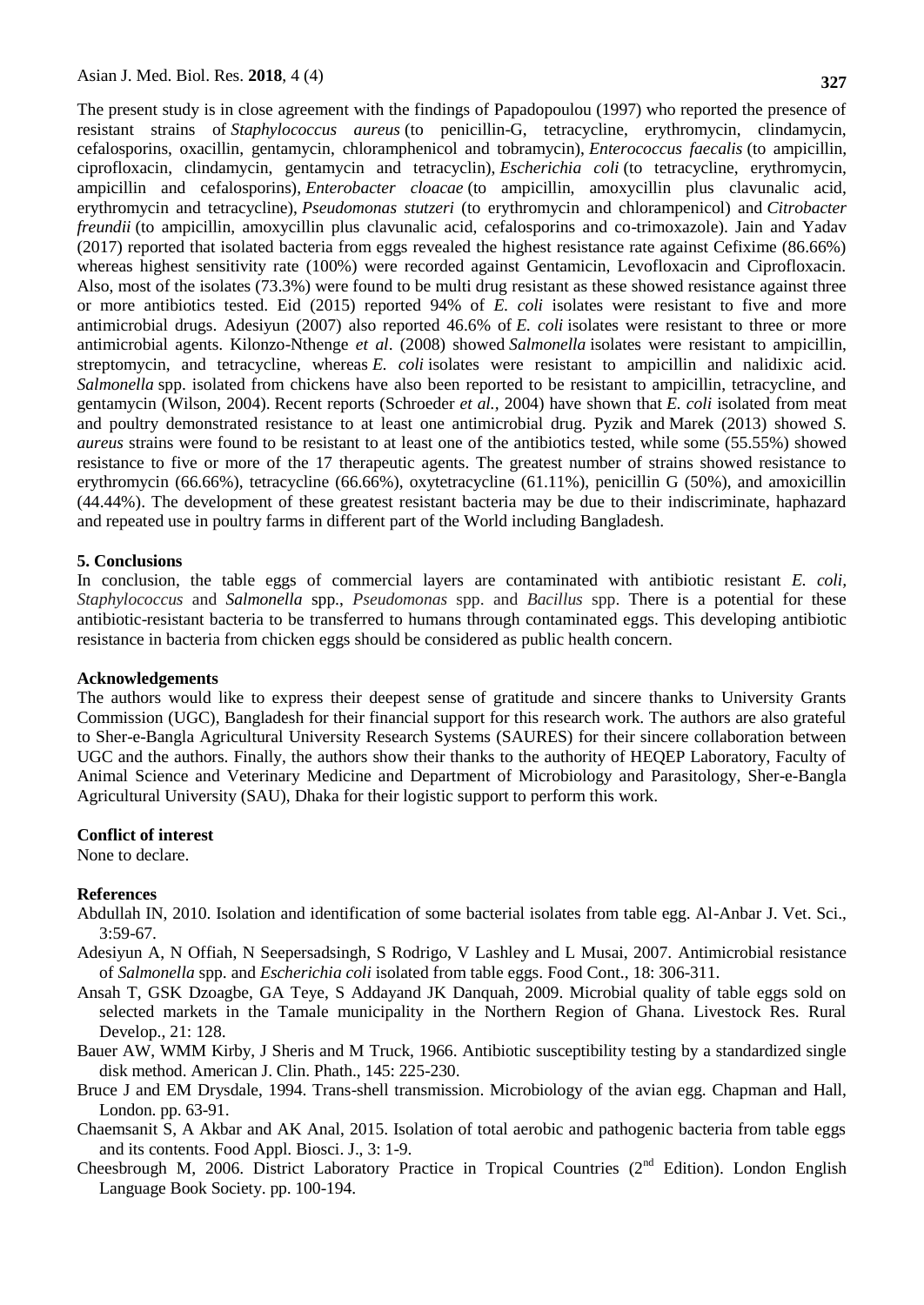The present study is in close agreement with the findings of Papadopoulou (1997) who reported the presence of resistant strains of *Staphylococcus aureus* (to penicillin-G, tetracycline, erythromycin, clindamycin, cefalosporins, oxacillin, gentamycin, chloramphenicol and tobramycin), *Enterococcus faecalis* (to ampicillin, ciprofloxacin, clindamycin, gentamycin and tetracyclin), *Escherichia coli* (to tetracycline, erythromycin, ampicillin and cefalosporins), *Enterobacter cloacae* (to ampicillin, amoxycillin plus clavunalic acid, erythromycin and tetracycline), *Pseudomonas stutzeri* (to erythromycin and chlorampenicol) and *Citrobacter freundii* (to ampicillin, amoxycillin plus clavunalic acid, cefalosporins and co-trimoxazole). Jain and Yadav (2017) reported that isolated bacteria from eggs revealed the highest resistance rate against Cefixime (86.66%) whereas highest sensitivity rate (100%) were recorded against Gentamicin, Levofloxacin and Ciprofloxacin. Also, most of the isolates (73.3%) were found to be multi drug resistant as these showed resistance against three or more antibiotics tested. Eid (2015) reported 94% of *E. coli* isolates were resistant to five and more antimicrobial drugs. Adesiyun (2007) also reported 46.6% of *E. coli* isolates were resistant to three or more antimicrobial agents. Kilonzo-Nthenge *et al*. (2008) showed *Salmonella* isolates were resistant to ampicillin, streptomycin, and tetracycline, whereas *E. coli* isolates were resistant to ampicillin and nalidixic acid. *Salmonella* spp. isolated from chickens have also been reported to be resistant to ampicillin, tetracycline, and gentamycin (Wilson, 2004). Recent reports (Schroeder *et al.*, 2004) have shown that *E. coli* isolated from meat and poultry demonstrated resistance to at least one antimicrobial drug. Pyzik and Marek (2013) showed *S. aureus* strains were found to be resistant to at least one of the antibiotics tested, while some (55.55%) showed resistance to five or more of the 17 therapeutic agents. The greatest number of strains showed resistance to erythromycin (66.66%), tetracycline (66.66%), oxytetracycline (61.11%), penicillin G (50%), and amoxicillin (44.44%). The development of these greatest resistant bacteria may be due to their indiscriminate, haphazard and repeated use in poultry farms in different part of the World including Bangladesh.

## 5. Conclusions

In conclusion, the table eggs of commercial layers are contaminated with antibiotic resistant *E. coli*, *Staphylococcus* and *Salmonella* spp., *Pseudomonas* spp. and *Bacillus* spp. There is a potential for these antibiotic-resistant bacteria to be transferred to humans through contaminated eggs. This developing antibiotic resistance in bacteria from chicken eggs should be considered as public health concern.

## Acknowledgements

The authors would like to express their deepest sense of gratitude and sincere thanks to University Grants Commission (UGC), Bangladesh for their financial support for this research work. The authors are also grateful to Sher-e-Bangla Agricultural University Research Systems (SAURES) for their sincere collaboration between UGC and the authors. Finally, the authors show their thanks to the authority of HEQEP Laboratory, Faculty of Animal Science and Veterinary Medicine and Department of Microbiology and Parasitology, Sher-e-Bangla Agricultural University (SAU), Dhaka for their logistic support to perform this work.

## Conflict of interest

None to declare.

## References

Abdullah IN, 2010. Isolation and identification of some bacterial isolates from table egg. Al-Anbar J. Vet. Sci., 3:59-67.

Adesiyun A, N Offiah, N Seepersadsingh, S Rodrigo, V Lashley and L Musai, 2007. Antimicrobial resistance of *Salmonella* spp. and *Escherichia coli* isolated from table eggs. Food Cont., 18: 306-311.

Ansah T, GSK Dzoagbe, GA Teye, S Addayand JK Danquah, 2009. Microbial quality of table eggs sold on selected markets in the Tamale municipality in the Northern Region of Ghana. Livestock Res. Rural Develop., 21: 128.

Bauer AW, WMM Kirby, J Sheris and M Truck, 1966. Antibiotic susceptibility testing by a standardized single disk method. American J. Clin. Phath., 145: 225-230.

Bruce J and EM Drysdale, 1994. Trans-shell transmission. Microbiology of the avian egg. Chapman and Hall, London. pp. 63-91.

Chaemsanit S, A Akbar and AK Anal, 2015. Isolation of total aerobic and pathogenic bacteria from table eggs and its contents. Food Appl. Biosci. J., 3: 1-9.

Cheesbrough M, 2006. District Laboratory Practice in Tropical Countries (2nd Edition). London English Language Book Society. pp. 100-194.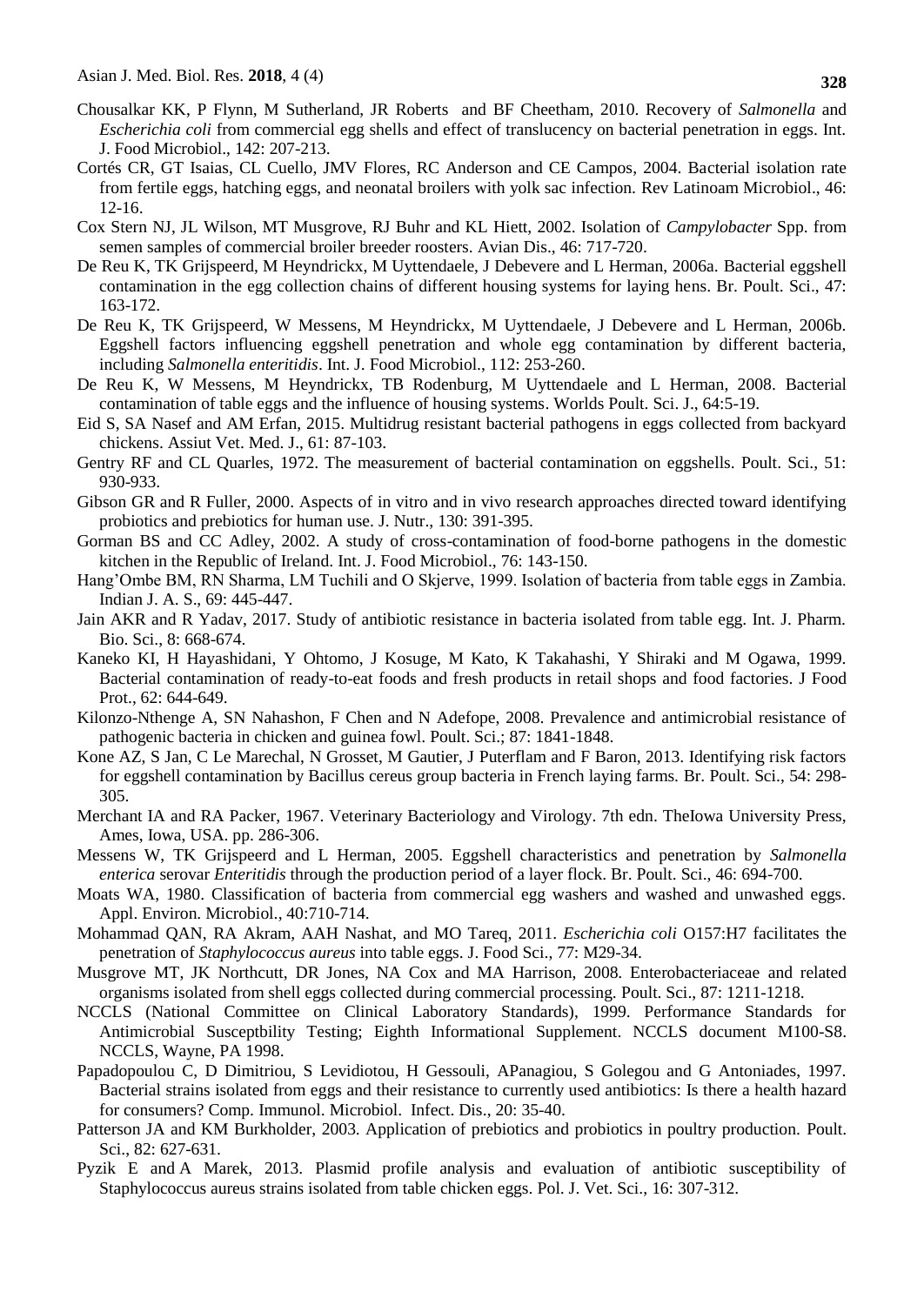Chousalkar KK, P Flynn, M Sutherland, JR Roberts and BF Cheetham, 2010. Recovery of *Salmonella* and *Escherichia coli* from commercial egg shells and effect of translucency on bacterial penetration in eggs. Int. J. Food Microbiol., 142: 207-213.

Cortés CR, GT Isaias, CL Cuello, JMV Flores, RC Anderson and CE Campos, 2004. Bacterial isolation rate from fertile eggs, hatching eggs, and neonatal broilers with yolk sac infection. Rev Latinoam Microbiol., 46: 12-16.

Cox Stern NJ, JL Wilson, MT Musgrove, RJ Buhr and KL Hiett, 2002. Isolation of *Campylobacter* Spp. from semen samples of commercial broiler breeder roosters. Avian Dis., 46: 717-720.

De Reu K, TK Grijspeerd, M Heyndrickx, M Uyttendaele, J Debevere and L Herman, 2006a. Bacterial eggshell contamination in the egg collection chains of different housing systems for laying hens. Br. Poult. Sci., 47: 163-172.

De Reu K, TK Grijspeerd, W Messens, M Heyndrickx, M Uyttendaele, J Debevere and L Herman, 2006b. Eggshell factors influencing eggshell penetration and whole egg contamination by different bacteria, including *Salmonella enteritidis*. Int. J. Food Microbiol., 112: 253-260.

De Reu K, W Messens, M Heyndrickx, TB Rodenburg, M Uyttendaele and L Herman, 2008. Bacterial contamination of table eggs and the influence of housing systems. Worlds Poult. Sci. J., 64:5-19.

Eid S, SA Nasef and AM Erfan, 2015. Multidrug resistant bacterial pathogens in eggs collected from backyard chickens. Assiut Vet. Med. J., 61: 87-103.

Gentry RF and CL Quarles, 1972. The measurement of bacterial contamination on eggshells. Poult. Sci., 51: 930-933.

Gibson GR and R Fuller, 2000. Aspects of in vitro and in vivo research approaches directed toward identifying probiotics and prebiotics for human use. J. Nutr., 130: 391-395.

Gorman BS and CC Adley, 2002. A study of cross-contamination of food-borne pathogens in the domestic kitchen in the Republic of Ireland. Int. J. Food Microbiol., 76: 143-150.

Hang'Ombe BM, RN Sharma, LM Tuchili and O Skjerve, 1999. Isolation of bacteria from table eggs in Zambia. Indian J. A. S., 69: 445-447.

Jain AKR and R Yadav, 2017. Study of antibiotic resistance in bacteria isolated from table egg. Int. J. Pharm. Bio. Sci., 8: 668-674.

Kaneko KI, H Hayashidani, Y Ohtomo, J Kosuge, M Kato, K Takahashi, Y Shiraki and M Ogawa, 1999. Bacterial contamination of ready-to-eat foods and fresh products in retail shops and food factories. J Food Prot., 62: 644-649.

Kilonzo-Nthenge A, SN Nahashon, F Chen and N Adefope, 2008. Prevalence and antimicrobial resistance of pathogenic bacteria in chicken and guinea fowl. Poult. Sci.; 87: 1841-1848.

Kone AZ, S Jan, C Le Marechal, N Grosset, M Gautier, J Puterflam and F Baron, 2013. Identifying risk factors for eggshell contamination by Bacillus cereus group bacteria in French laying farms. Br. Poult. Sci., 54: 298-305.

Merchant IA and RA Packer, 1967. Veterinary Bacteriology and Virology. 7th edn. TheIowa University Press, Ames, Iowa, USA. pp. 286-306.

Messens W, TK Grijspeerd and L Herman, 2005. Eggshell characteristics and penetration by *Salmonella enterica* serovar *Enteritidis* through the production period of a layer flock. Br. Poult. Sci., 46: 694-700.

Moats WA, 1980. Classification of bacteria from commercial egg washers and washed and unwashed eggs. Appl. Environ. Microbiol., 40:710-714.

Mohammad QAN, RA Akram, AAH Nashat, and MO Tareq, 2011. *Escherichia coli* O157:H7 facilitates the penetration of *Staphylococcus aureus* into table eggs. J. Food Sci., 77: M29-34.

Musgrove MT, JK Northcutt, DR Jones, NA Cox and MA Harrison, 2008. Enterobacteriaceae and related organisms isolated from shell eggs collected during commercial processing. Poult. Sci., 87: 1211-1218.

NCCLS (National Committee on Clinical Laboratory Standards), 1999. Performance Standards for Antimicrobial Susceptbility Testing; Eighth Informational Supplement. NCCLS document M100-S8. NCCLS, Wayne, PA 1998.

Papadopoulou C, D Dimitriou, S Levidiotou, H Gessouli, APanagiou, S Golegou and G Antoniades, 1997. Bacterial strains isolated from eggs and their resistance to currently used antibiotics: Is there a health hazard for consumers? Comp. Immunol. Microbiol. Infect. Dis., 20: 35-40.

Patterson JA and KM Burkholder, 2003. Application of prebiotics and probiotics in poultry production. Poult. Sci., 82: 627-631.

Pyzik E and A Marek, 2013. Plasmid profile analysis and evaluation of antibiotic susceptibility of Staphylococcus aureus strains isolated from table chicken eggs. Pol. J. Vet. Sci., 16: 307-312.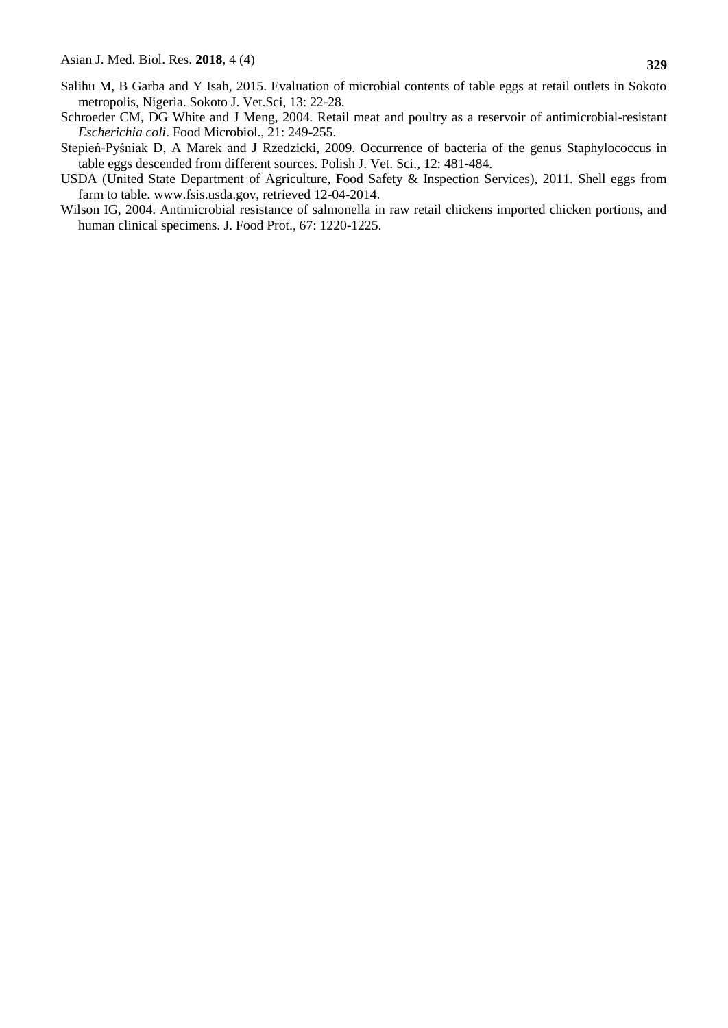Salihu M, B Garba and Y Isah, 2015. Evaluation of microbial contents of table eggs at retail outlets in Sokoto metropolis, Nigeria. Sokoto J. Vet.Sci, 13: 22-28.

Schroeder CM, DG White and J Meng, 2004. Retail meat and poultry as a reservoir of antimicrobial-resistant *Escherichia coli*. Food Microbiol., 21: 249-255.

Stepień-Pyśniak D, A Marek and J Rzedzicki, 2009. Occurrence of bacteria of the genus Staphylococcus in table eggs descended from different sources. Polish J. Vet. Sci., 12: 481-484.

USDA (United State Department of Agriculture, Food Safety & Inspection Services), 2011. Shell eggs from farm to table. www.fsis.usda.gov, retrieved 12-04-2014.

Wilson IG, 2004. Antimicrobial resistance of salmonella in raw retail chickens imported chicken portions, and human clinical specimens. J. Food Prot., 67: 1220-1225.